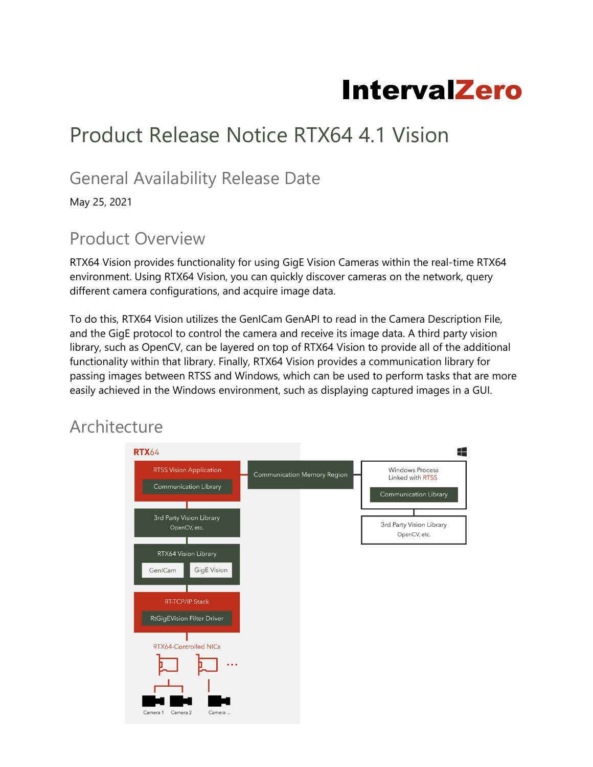# Product Release Notice RTX64 4.1 Vision

## General Availability Release Date

May 25, 2021

## Product Overview

RTX64 Vision provides functionality for using GigE Vision Cameras within the real-time RTX64 environment. Using RTX64 Vision, you can quickly discover cameras on the network, query different camera configurations, and acquire image data.

To do this, RTX64 Vision utilizes the GenICam GenAPI to read in the Camera Description File, and the GigE protocol to control the camera and receive its image data. A third party vision library, such as OpenCV, can be layered on top of RTX64 Vision to provide all of the additional functionality within that library. Finally, RTX64 Vision provides a communication library for passing images between RTSS and Windows, which can be used to perform tasks that are more easily achieved in the Windows environment, such as displaying captured images in a GUI.

## Architecture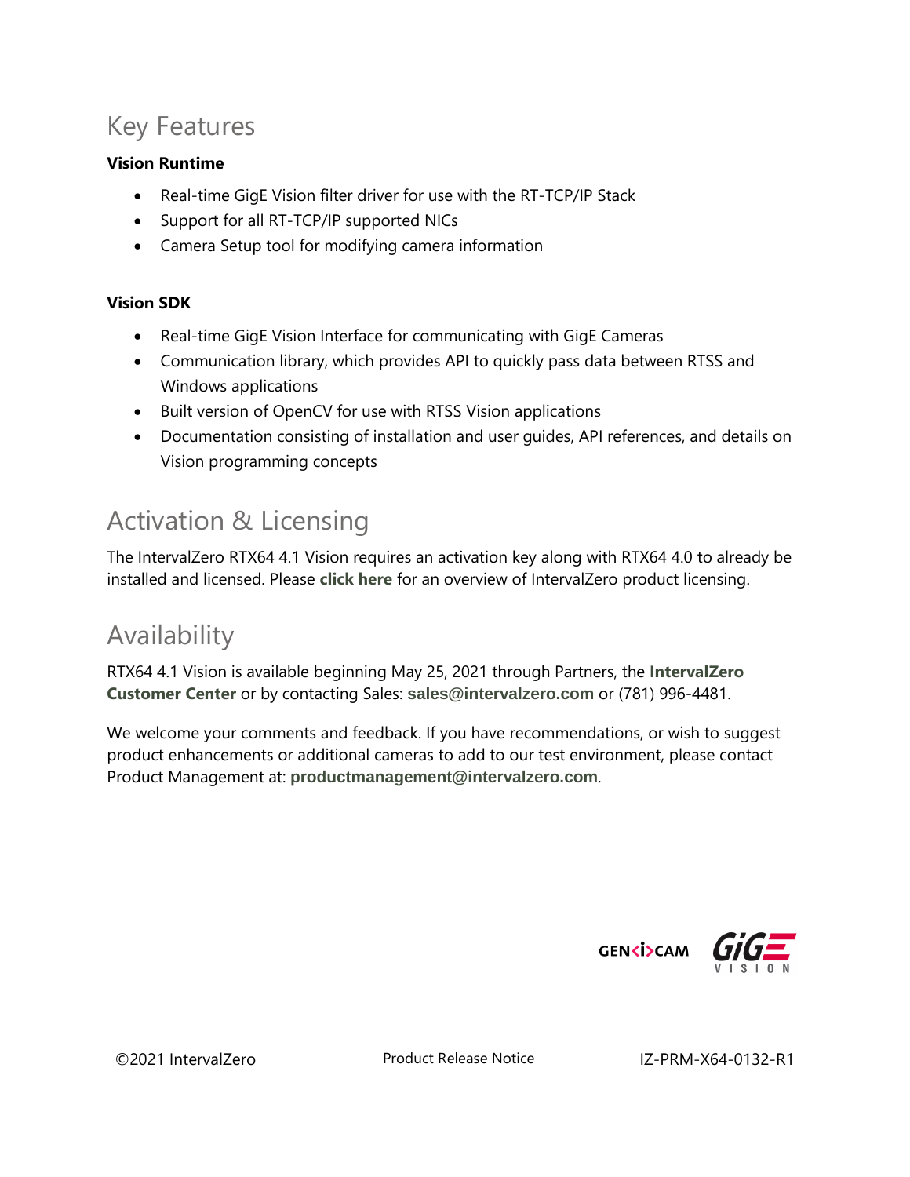## Key Features

**Vision Runtime**

- Real-time GigE Vision filter driver for use with the RT-TCP/IP Stack
- Support for all RT-TCP/IP supported NICs
- Camera Setup tool for modifying camera information

**Vision SDK**

- Real-time GigE Vision Interface for communicating with GigE Cameras
- Communication library, which provides API to quickly pass data between RTSS and Windows applications
- Built version of OpenCV for use with RTSS Vision applications
- Documentation consisting of installation and user guides, API references, and details on Vision programming concepts

## Activation & Licensing

The IntervalZero RTX64 4.1 Vision requires an activation key along with RTX64 4.0 to already be installed and licensed. Please **click here** for an overview of IntervalZero product licensing.

## Availability

RTX64 4.1 Vision is available beginning May 25, 2021 through Partners, the **IntervalZero Customer Center** or by contacting Sales: **sales@intervalzero.com** or (781) 996-4481.

We welcome your comments and feedback. If you have recommendations, or wish to suggest product enhancements or additional cameras to add to our test environment, please contact Product Management at: **productmanagement@intervalzero.com**.

GEN<i>CAM GiGE VISION